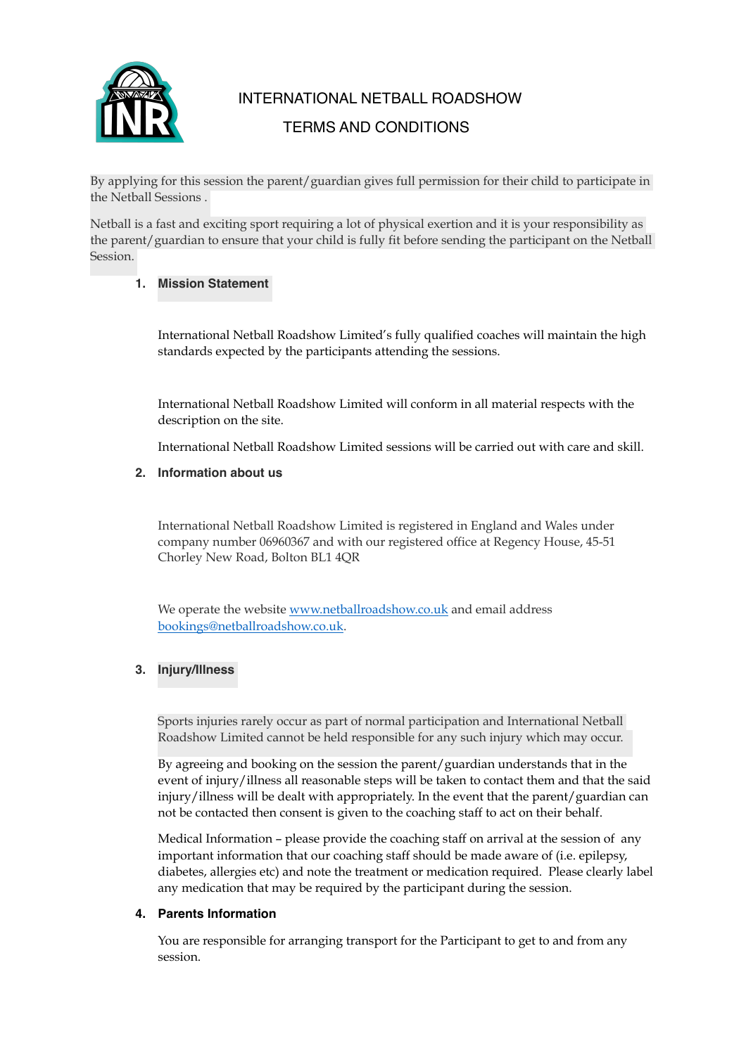# INTERNATIONAL NETBALL ROADSHOW

## TERMS AND CONDITIONS

By applying for this session the parent/guardian gives full permission for their child to participate in the Netball Sessions .

Netball is a fast and exciting sport requiring a lot of physical exertion and it is your responsibility as the parent/guardian to ensure that your child is fully fit before sending the participant on the Netball Session.

1. **Mission Statement**

   International Netball Roadshow Limited's fully qualified coaches will maintain the high standards expected by the participants attending the sessions.

   International Netball Roadshow Limited will conform in all material respects with the description on the site.

   International Netball Roadshow Limited sessions will be carried out with care and skill.

2. **Information about us**

   International Netball Roadshow Limited is registered in England and Wales under company number 06960367 and with our registered office at Regency House, 45-51 Chorley New Road, Bolton BL1 4QR

   We operate the website [www.netballroadshow.co.uk](http://www.netballroadshow.co.uk) and email address [bookings@netballroadshow.co.uk](mailto:bookings@netballroadshow.co.uk).

3. **Injury/Illness**

   Sports injuries rarely occur as part of normal participation and International Netball Roadshow Limited cannot be held responsible for any such injury which may occur.

   By agreeing and booking on the session the parent/guardian understands that in the event of injury/illness all reasonable steps will be taken to contact them and that the said injury/illness will be dealt with appropriately. In the event that the parent/guardian can not be contacted then consent is given to the coaching staff to act on their behalf.

   Medical Information – please provide the coaching staff on arrival at the session of any important information that our coaching staff should be made aware of (i.e. epilepsy, diabetes, allergies etc) and note the treatment or medication required. Please clearly label any medication that may be required by the participant during the session.

4. **Parents Information**

   You are responsible for arranging transport for the Participant to get to and from any session.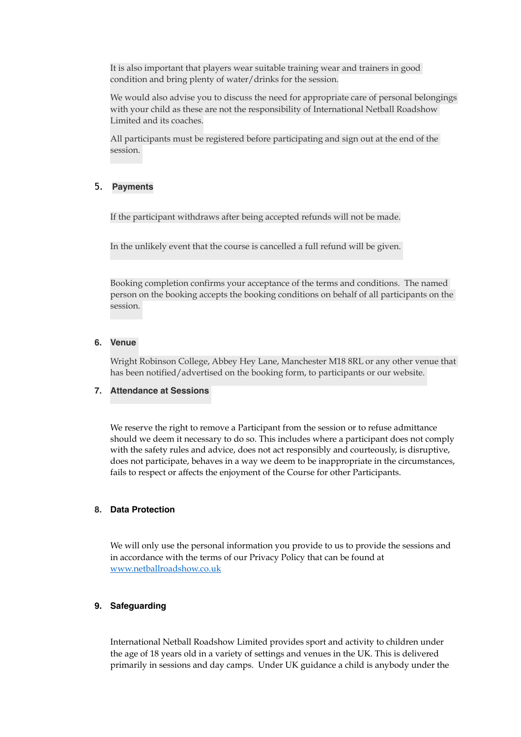It is also important that players wear suitable training wear and trainers in good condition and bring plenty of water/drinks for the session.

We would also advise you to discuss the need for appropriate care of personal belongings with your child as these are not the responsibility of International Netball Roadshow Limited and its coaches.

All participants must be registered before participating and sign out at the end of the session.

5. **Payments**

If the participant withdraws after being accepted refunds will not be made.

In the unlikely event that the course is cancelled a full refund will be given.

Booking completion confirms your acceptance of the terms and conditions. The named person on the booking accepts the booking conditions on behalf of all participants on the session.

6. **Venue**

Wright Robinson College, Abbey Hey Lane, Manchester M18 8RL or any other venue that has been notified/advertised on the booking form, to participants or our website.

7. **Attendance at Sessions**

We reserve the right to remove a Participant from the session or to refuse admittance should we deem it necessary to do so. This includes where a participant does not comply with the safety rules and advice, does not act responsibly and courteously, is disruptive, does not participate, behaves in a way we deem to be inappropriate in the circumstances, fails to respect or affects the enjoyment of the Course for other Participants.

8. **Data Protection**

We will only use the personal information you provide to us to provide the sessions and in accordance with the terms of our Privacy Policy that can be found at [www.netballroadshow.co.uk](www.netballroadshow.co.uk)

9. **Safeguarding**

International Netball Roadshow Limited provides sport and activity to children under the age of 18 years old in a variety of settings and venues in the UK. This is delivered primarily in sessions and day camps. Under UK guidance a child is anybody under the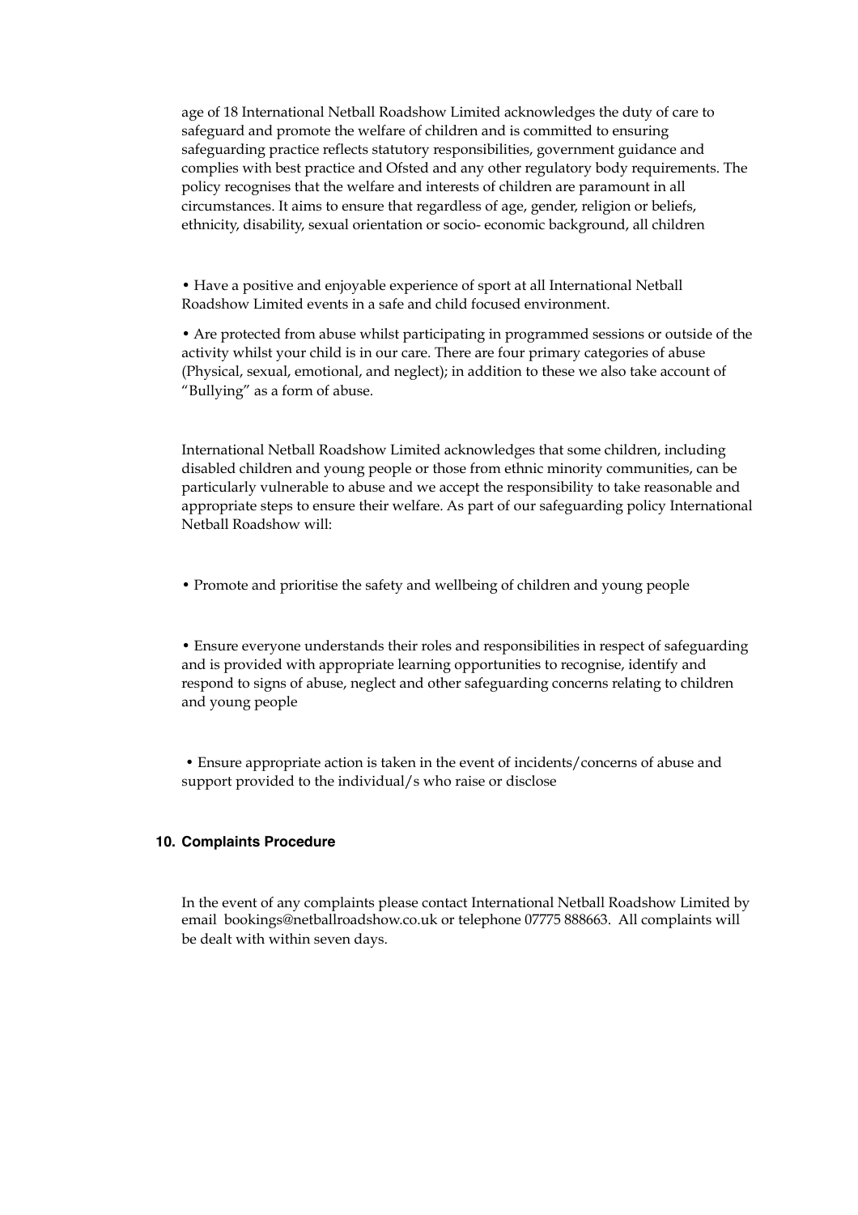age of 18 International Netball Roadshow Limited acknowledges the duty of care to safeguard and promote the welfare of children and is committed to ensuring safeguarding practice reflects statutory responsibilities, government guidance and complies with best practice and Ofsted and any other regulatory body requirements. The policy recognises that the welfare and interests of children are paramount in all circumstances. It aims to ensure that regardless of age, gender, religion or beliefs, ethnicity, disability, sexual orientation or socio- economic background, all children

- Have a positive and enjoyable experience of sport at all International Netball Roadshow Limited events in a safe and child focused environment.
- Are protected from abuse whilst participating in programmed sessions or outside of the activity whilst your child is in our care. There are four primary categories of abuse (Physical, sexual, emotional, and neglect); in addition to these we also take account of "Bullying" as a form of abuse.

International Netball Roadshow Limited acknowledges that some children, including disabled children and young people or those from ethnic minority communities, can be particularly vulnerable to abuse and we accept the responsibility to take reasonable and appropriate steps to ensure their welfare. As part of our safeguarding policy International Netball Roadshow will:

- Promote and prioritise the safety and wellbeing of children and young people
- Ensure everyone understands their roles and responsibilities in respect of safeguarding and is provided with appropriate learning opportunities to recognise, identify and respond to signs of abuse, neglect and other safeguarding concerns relating to children and young people
- Ensure appropriate action is taken in the event of incidents/concerns of abuse and support provided to the individual/s who raise or disclose

## 10. Complaints Procedure

In the event of any complaints please contact International Netball Roadshow Limited by email bookings@netballroadshow.co.uk or telephone 07775 888663. All complaints will be dealt with within seven days.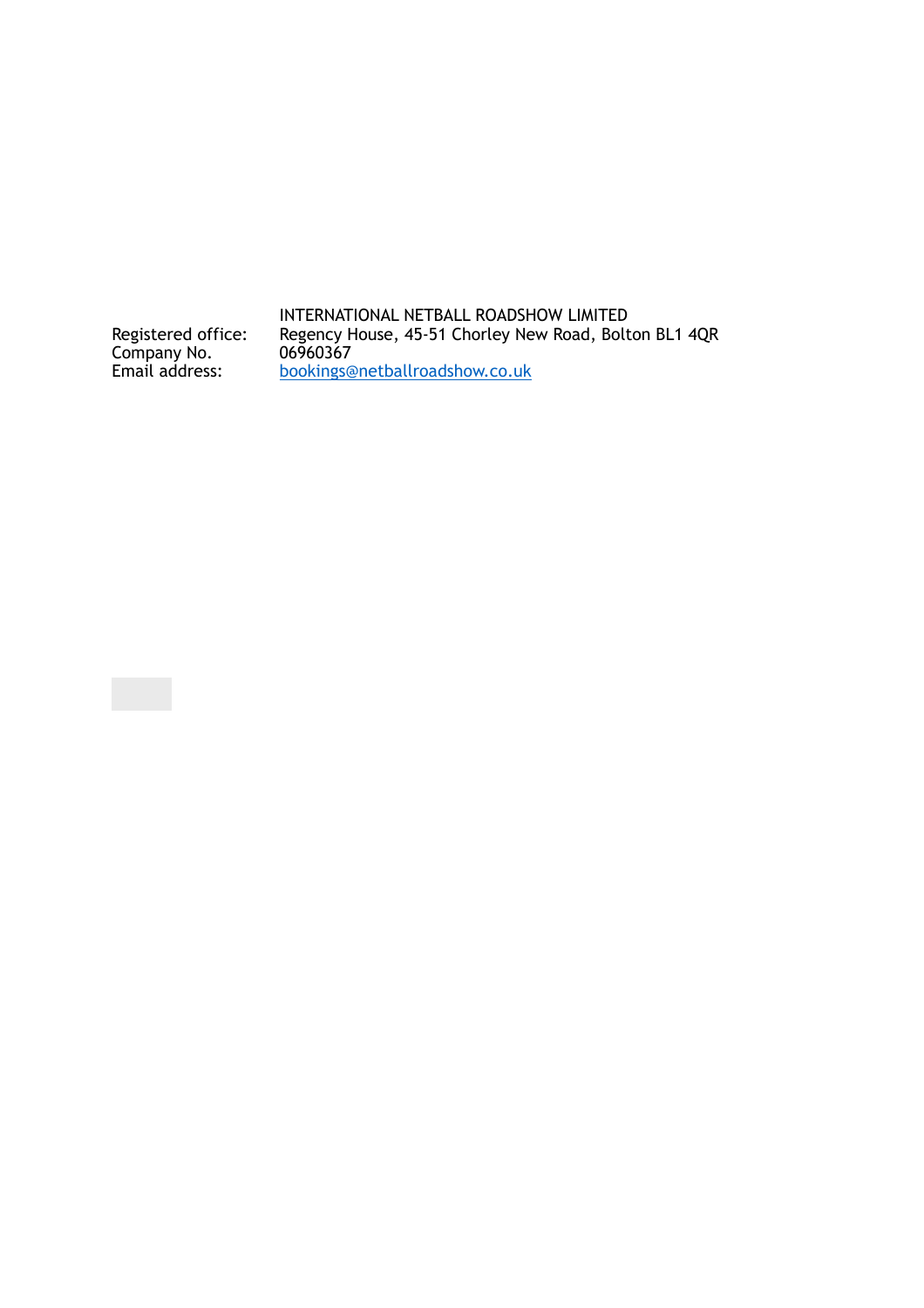| | |
|---|---|
| | INTERNATIONAL NETBALL ROADSHOW LIMITED |
| Registered office: | Regency House, 45-51 Chorley New Road, Bolton BL1 4QR |
| Company No. | 06960367 |
| Email address: | bookings@netballroadshow.co.uk |